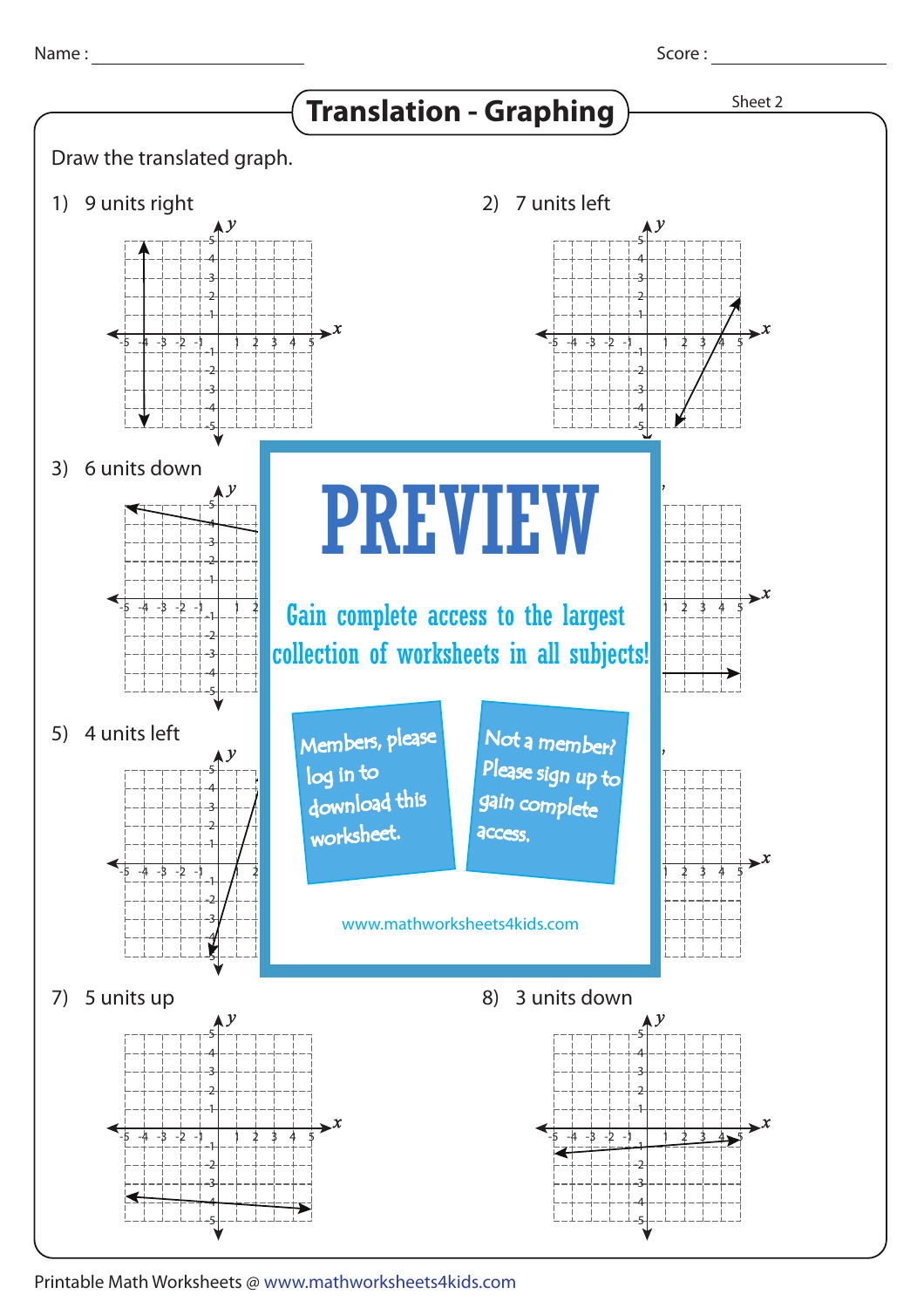Name : ____________________ Score : ____________________

# Translation - Graphing

Sheet 2

Draw the translated graph.

1) 9 units right

2) 7 units left

3) 6 units down

5) 4 units left

**PREVIEW**

Gain complete access to the largest collection of worksheets in all subjects!

Members, please log in to download this worksheet.

Not a member? Please sign up to gain complete access.

www.mathworksheets4kids.com

7) 5 units up

8) 3 units down

Printable Math Worksheets @ www.mathworksheets4kids.com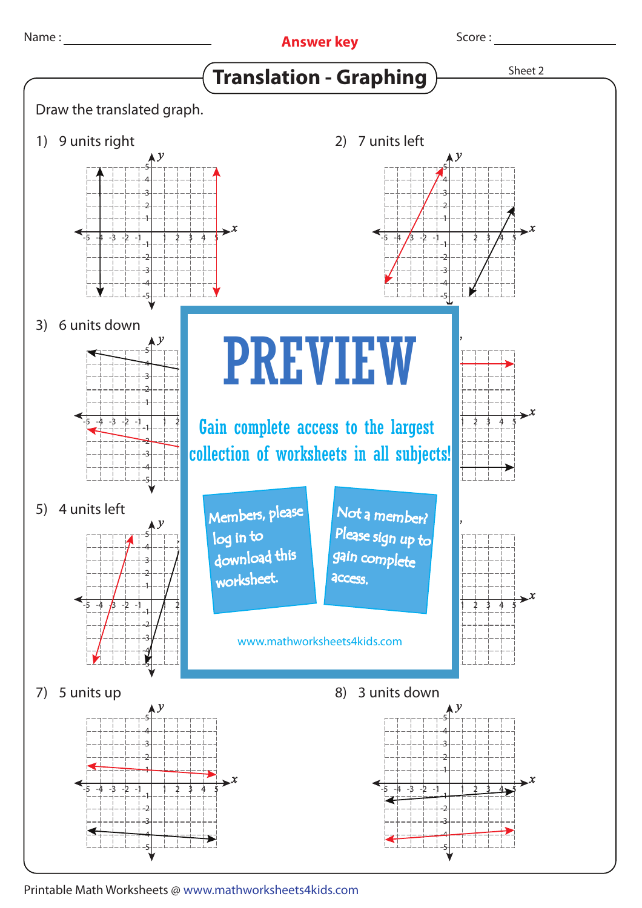Name : ______________________ **Answer key** Score : ______________________

# Translation - Graphing

Sheet 2

Draw the translated graph.

1) 9 units right

2) 7 units left

3) 6 units down

5) 4 units left

**PREVIEW**

Gain complete access to the largest collection of worksheets in all subjects!

Members, please log in to download this worksheet.

Not a member? Please sign up to gain complete access.

www.mathworksheets4kids.com

7) 5 units up

8) 3 units down

Printable Math Worksheets @ www.mathworksheets4kids.com